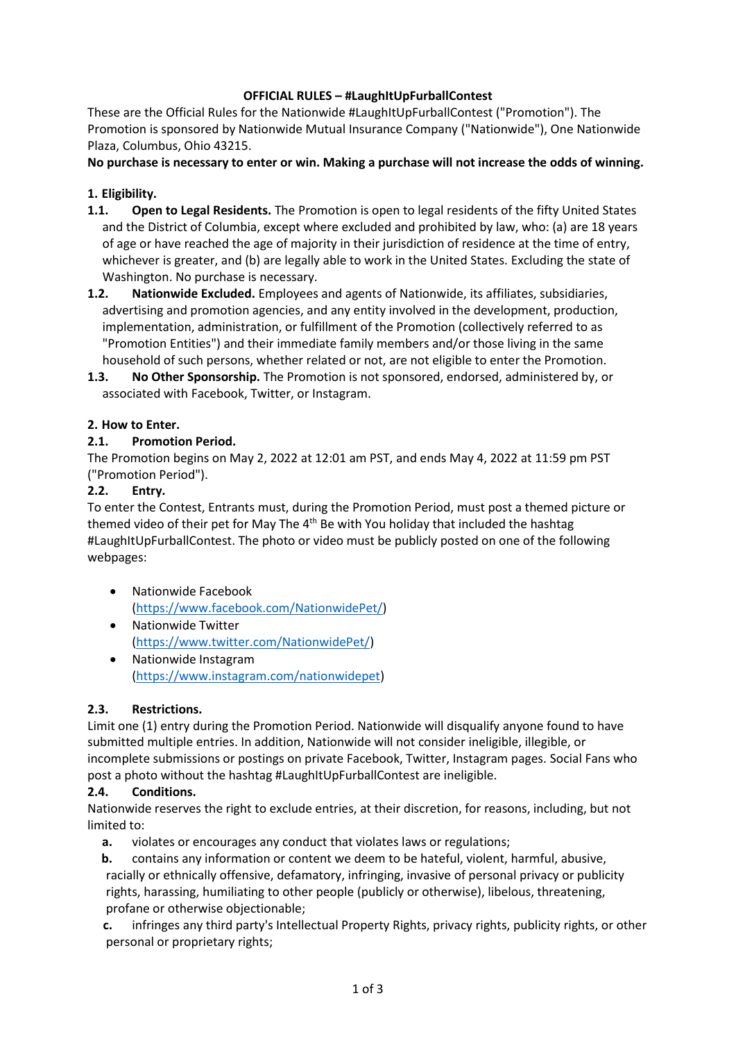**OFFICIAL RULES – #LaughItUpFurballContest**

These are the Official Rules for the Nationwide #LaughItUpFurballContest ("Promotion"). The Promotion is sponsored by Nationwide Mutual Insurance Company ("Nationwide"), One Nationwide Plaza, Columbus, Ohio 43215.

**No purchase is necessary to enter or win. Making a purchase will not increase the odds of winning.**

**1. Eligibility.**

**1.1. Open to Legal Residents.** The Promotion is open to legal residents of the fifty United States and the District of Columbia, except where excluded and prohibited by law, who: (a) are 18 years of age or have reached the age of majority in their jurisdiction of residence at the time of entry, whichever is greater, and (b) are legally able to work in the United States. Excluding the state of Washington. No purchase is necessary.

**1.2. Nationwide Excluded.** Employees and agents of Nationwide, its affiliates, subsidiaries, advertising and promotion agencies, and any entity involved in the development, production, implementation, administration, or fulfillment of the Promotion (collectively referred to as "Promotion Entities") and their immediate family members and/or those living in the same household of such persons, whether related or not, are not eligible to enter the Promotion.

**1.3. No Other Sponsorship.** The Promotion is not sponsored, endorsed, administered by, or associated with Facebook, Twitter, or Instagram.

**2. How to Enter.**

**2.1. Promotion Period.**

The Promotion begins on May 2, 2022 at 12:01 am PST, and ends May 4, 2022 at 11:59 pm PST ("Promotion Period").

**2.2. Entry.**

To enter the Contest, Entrants must, during the Promotion Period, must post a themed picture or themed video of their pet for May The 4th Be with You holiday that included the hashtag #LaughItUpFurballContest. The photo or video must be publicly posted on one of the following webpages:

- Nationwide Facebook (https://www.facebook.com/NationwidePet/)
- Nationwide Twitter (https://www.twitter.com/NationwidePet/)
- Nationwide Instagram (https://www.instagram.com/nationwidepet)

**2.3. Restrictions.**

Limit one (1) entry during the Promotion Period. Nationwide will disqualify anyone found to have submitted multiple entries. In addition, Nationwide will not consider ineligible, illegible, or incomplete submissions or postings on private Facebook, Twitter, Instagram pages. Social Fans who post a photo without the hashtag #LaughItUpFurballContest are ineligible.

**2.4. Conditions.**

Nationwide reserves the right to exclude entries, at their discretion, for reasons, including, but not limited to:

**a.** violates or encourages any conduct that violates laws or regulations;

**b.** contains any information or content we deem to be hateful, violent, harmful, abusive, racially or ethnically offensive, defamatory, infringing, invasive of personal privacy or publicity rights, harassing, humiliating to other people (publicly or otherwise), libelous, threatening, profane or otherwise objectionable;

**c.** infringes any third party's Intellectual Property Rights, privacy rights, publicity rights, or other personal or proprietary rights;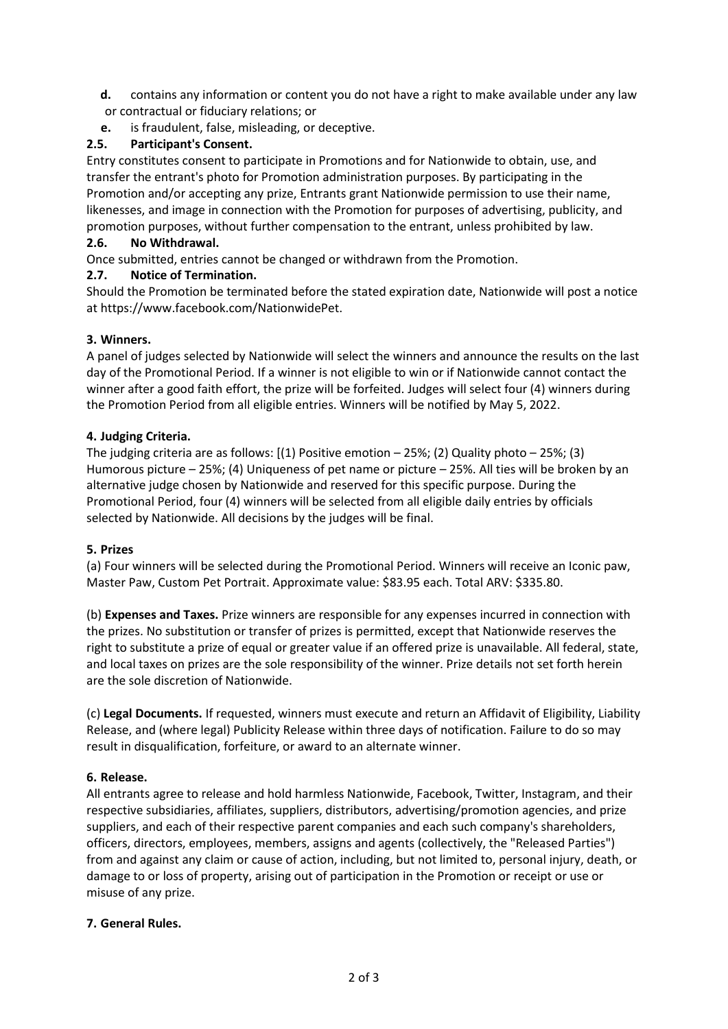**d.** contains any information or content you do not have a right to make available under any law or contractual or fiduciary relations; or

**e.** is fraudulent, false, misleading, or deceptive.

### 2.5. Participant's Consent.

Entry constitutes consent to participate in Promotions and for Nationwide to obtain, use, and transfer the entrant's photo for Promotion administration purposes. By participating in the Promotion and/or accepting any prize, Entrants grant Nationwide permission to use their name, likenesses, and image in connection with the Promotion for purposes of advertising, publicity, and promotion purposes, without further compensation to the entrant, unless prohibited by law.

### 2.6. No Withdrawal.

Once submitted, entries cannot be changed or withdrawn from the Promotion.

### 2.7. Notice of Termination.

Should the Promotion be terminated before the stated expiration date, Nationwide will post a notice at https://www.facebook.com/NationwidePet.

## 3. Winners.

A panel of judges selected by Nationwide will select the winners and announce the results on the last day of the Promotional Period. If a winner is not eligible to win or if Nationwide cannot contact the winner after a good faith effort, the prize will be forfeited. Judges will select four (4) winners during the Promotion Period from all eligible entries. Winners will be notified by May 5, 2022.

## 4. Judging Criteria.

The judging criteria are as follows: [(1) Positive emotion – 25%; (2) Quality photo – 25%; (3) Humorous picture – 25%; (4) Uniqueness of pet name or picture – 25%. All ties will be broken by an alternative judge chosen by Nationwide and reserved for this specific purpose. During the Promotional Period, four (4) winners will be selected from all eligible daily entries by officials selected by Nationwide. All decisions by the judges will be final.

## 5. Prizes

(a) Four winners will be selected during the Promotional Period. Winners will receive an Iconic paw, Master Paw, Custom Pet Portrait. Approximate value: $83.95 each. Total ARV: $335.80.

(b) **Expenses and Taxes.** Prize winners are responsible for any expenses incurred in connection with the prizes. No substitution or transfer of prizes is permitted, except that Nationwide reserves the right to substitute a prize of equal or greater value if an offered prize is unavailable. All federal, state, and local taxes on prizes are the sole responsibility of the winner. Prize details not set forth herein are the sole discretion of Nationwide.

(c) **Legal Documents.** If requested, winners must execute and return an Affidavit of Eligibility, Liability Release, and (where legal) Publicity Release within three days of notification. Failure to do so may result in disqualification, forfeiture, or award to an alternate winner.

## 6. Release.

All entrants agree to release and hold harmless Nationwide, Facebook, Twitter, Instagram, and their respective subsidiaries, affiliates, suppliers, distributors, advertising/promotion agencies, and prize suppliers, and each of their respective parent companies and each such company's shareholders, officers, directors, employees, members, assigns and agents (collectively, the "Released Parties") from and against any claim or cause of action, including, but not limited to, personal injury, death, or damage to or loss of property, arising out of participation in the Promotion or receipt or use or misuse of any prize.

## 7. General Rules.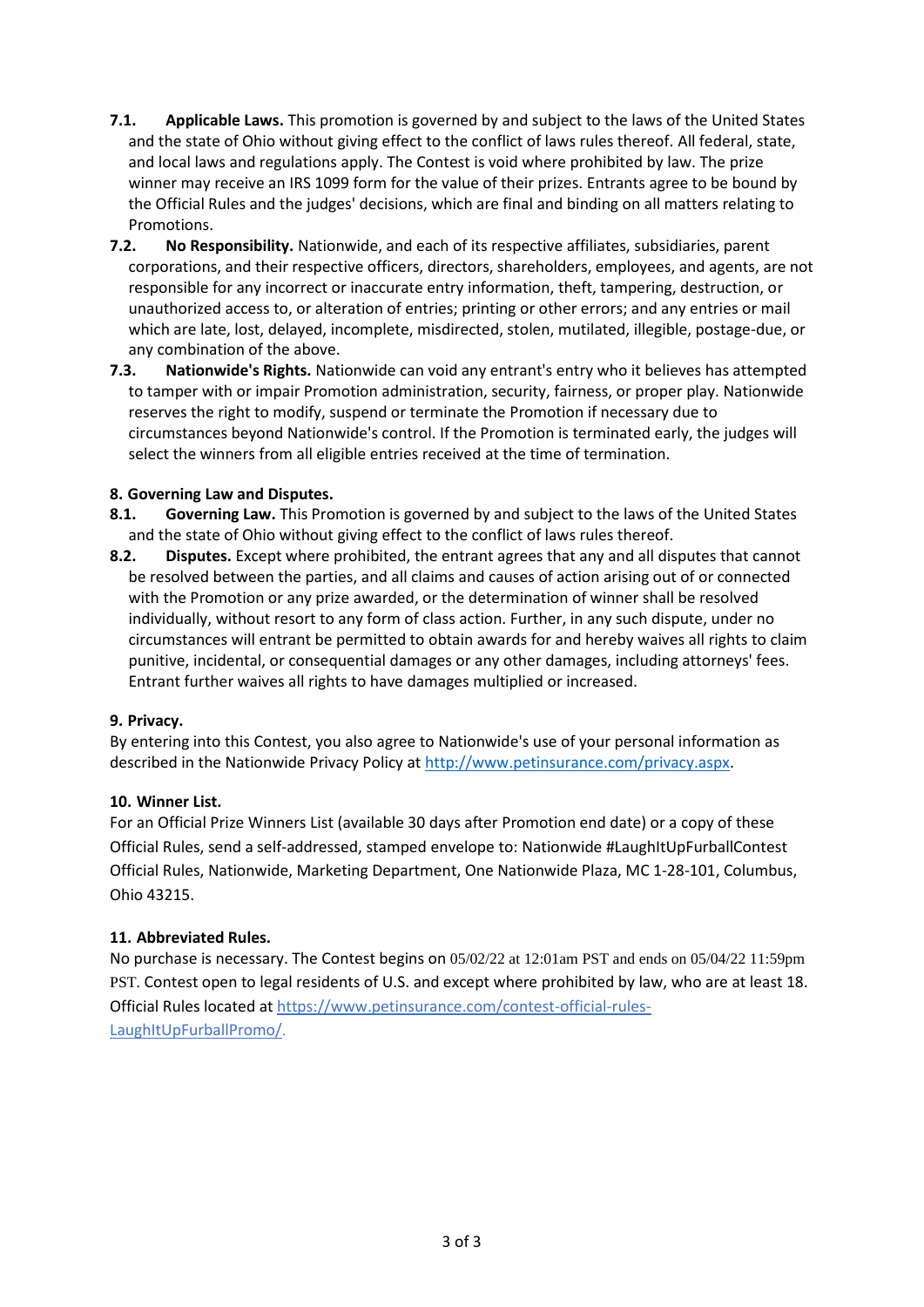**7.1. Applicable Laws.** This promotion is governed by and subject to the laws of the United States and the state of Ohio without giving effect to the conflict of laws rules thereof. All federal, state, and local laws and regulations apply. The Contest is void where prohibited by law. The prize winner may receive an IRS 1099 form for the value of their prizes. Entrants agree to be bound by the Official Rules and the judges' decisions, which are final and binding on all matters relating to Promotions.

**7.2. No Responsibility.** Nationwide, and each of its respective affiliates, subsidiaries, parent corporations, and their respective officers, directors, shareholders, employees, and agents, are not responsible for any incorrect or inaccurate entry information, theft, tampering, destruction, or unauthorized access to, or alteration of entries; printing or other errors; and any entries or mail which are late, lost, delayed, incomplete, misdirected, stolen, mutilated, illegible, postage-due, or any combination of the above.

**7.3. Nationwide's Rights.** Nationwide can void any entrant's entry who it believes has attempted to tamper with or impair Promotion administration, security, fairness, or proper play. Nationwide reserves the right to modify, suspend or terminate the Promotion if necessary due to circumstances beyond Nationwide's control. If the Promotion is terminated early, the judges will select the winners from all eligible entries received at the time of termination.

**8. Governing Law and Disputes.**

**8.1. Governing Law.** This Promotion is governed by and subject to the laws of the United States and the state of Ohio without giving effect to the conflict of laws rules thereof.

**8.2. Disputes.** Except where prohibited, the entrant agrees that any and all disputes that cannot be resolved between the parties, and all claims and causes of action arising out of or connected with the Promotion or any prize awarded, or the determination of winner shall be resolved individually, without resort to any form of class action. Further, in any such dispute, under no circumstances will entrant be permitted to obtain awards for and hereby waives all rights to claim punitive, incidental, or consequential damages or any other damages, including attorneys' fees. Entrant further waives all rights to have damages multiplied or increased.

**9. Privacy.**

By entering into this Contest, you also agree to Nationwide's use of your personal information as described in the Nationwide Privacy Policy at [http://www.petinsurance.com/privacy.aspx](http://www.petinsurance.com/privacy.aspx).

**10. Winner List.**

For an Official Prize Winners List (available 30 days after Promotion end date) or a copy of these Official Rules, send a self-addressed, stamped envelope to: Nationwide #LaughItUpFurballContest Official Rules, Nationwide, Marketing Department, One Nationwide Plaza, MC 1-28-101, Columbus, Ohio 43215.

**11. Abbreviated Rules.**

No purchase is necessary. The Contest begins on 05/02/22 at 12:01am PST and ends on 05/04/22 11:59pm PST. Contest open to legal residents of U.S. and except where prohibited by law, who are at least 18. Official Rules located at [https://www.petinsurance.com/contest-official-rules-LaughItUpFurballPromo/](https://www.petinsurance.com/contest-official-rules-LaughItUpFurballPromo/).